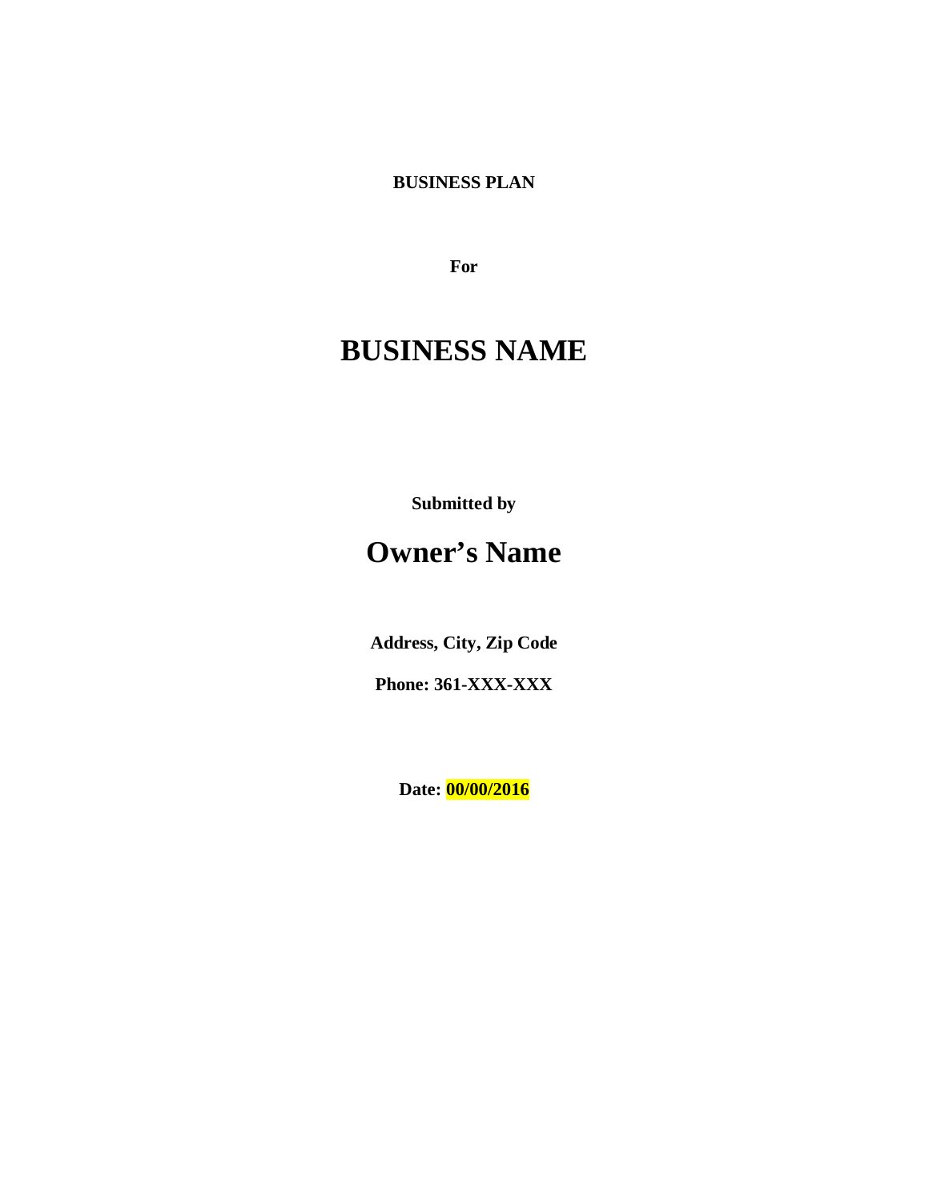**BUSINESS PLAN**

**For**

# BUSINESS NAME

**Submitted by**

## Owner's Name

**Address, City, Zip Code**

**Phone: 361-XXX-XXX**

**Date: 00/00/2016**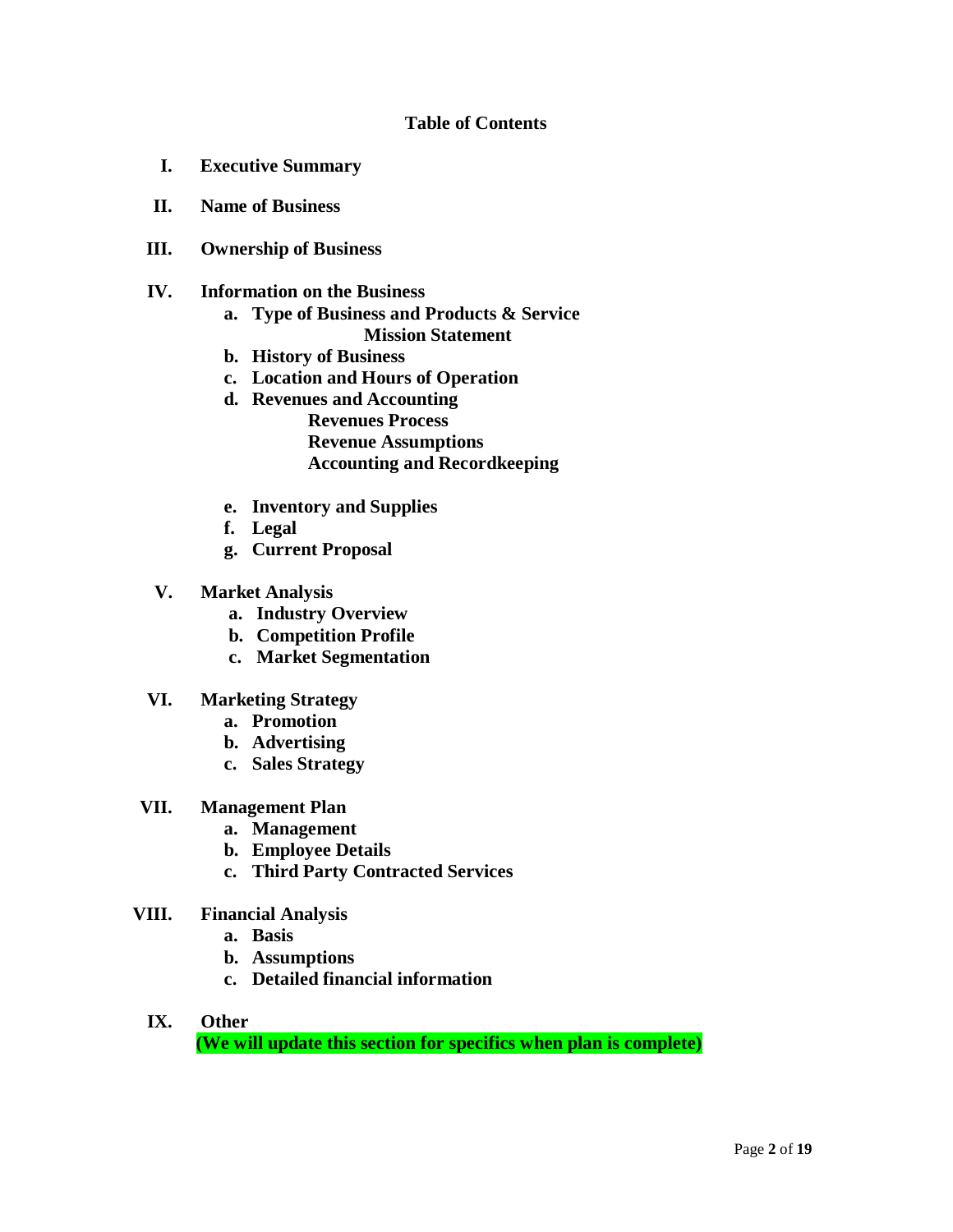## Table of Contents

**I. Executive Summary**

**II. Name of Business**

**III. Ownership of Business**

**IV. Information on the Business**

- **a. Type of Business and Products & Service**
  - **Mission Statement**
- **b. History of Business**
- **c. Location and Hours of Operation**
- **d. Revenues and Accounting**
  - **Revenues Process**
  - **Revenue Assumptions**
  - **Accounting and Recordkeeping**
- **e. Inventory and Supplies**
- **f. Legal**
- **g. Current Proposal**

**V. Market Analysis**

- **a. Industry Overview**
- **b. Competition Profile**
- **c. Market Segmentation**

**VI. Marketing Strategy**

- **a. Promotion**
- **b. Advertising**
- **c. Sales Strategy**

**VII. Management Plan**

- **a. Management**
- **b. Employee Details**
- **c. Third Party Contracted Services**

**VIII. Financial Analysis**

- **a. Basis**
- **b. Assumptions**
- **c. Detailed financial information**

**IX. Other**

**(We will update this section for specifics when plan is complete)**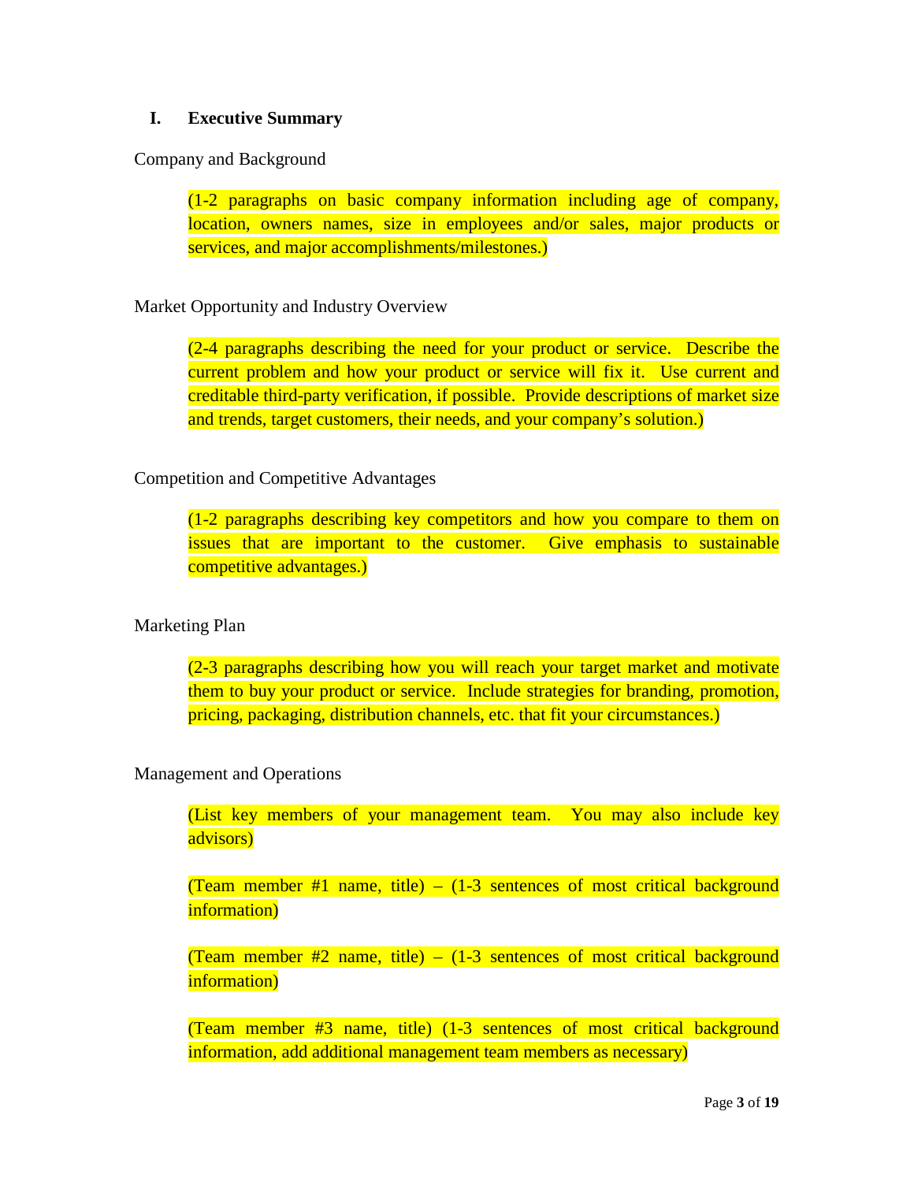## I. Executive Summary

Company and Background

(1-2 paragraphs on basic company information including age of company, location, owners names, size in employees and/or sales, major products or services, and major accomplishments/milestones.)

Market Opportunity and Industry Overview

(2-4 paragraphs describing the need for your product or service. Describe the current problem and how your product or service will fix it. Use current and creditable third-party verification, if possible. Provide descriptions of market size and trends, target customers, their needs, and your company's solution.)

Competition and Competitive Advantages

(1-2 paragraphs describing key competitors and how you compare to them on issues that are important to the customer. Give emphasis to sustainable competitive advantages.)

Marketing Plan

(2-3 paragraphs describing how you will reach your target market and motivate them to buy your product or service. Include strategies for branding, promotion, pricing, packaging, distribution channels, etc. that fit your circumstances.)

Management and Operations

(List key members of your management team. You may also include key advisors)

(Team member #1 name, title) – (1-3 sentences of most critical background information)

(Team member #2 name, title) – (1-3 sentences of most critical background information)

(Team member #3 name, title) (1-3 sentences of most critical background information, add additional management team members as necessary)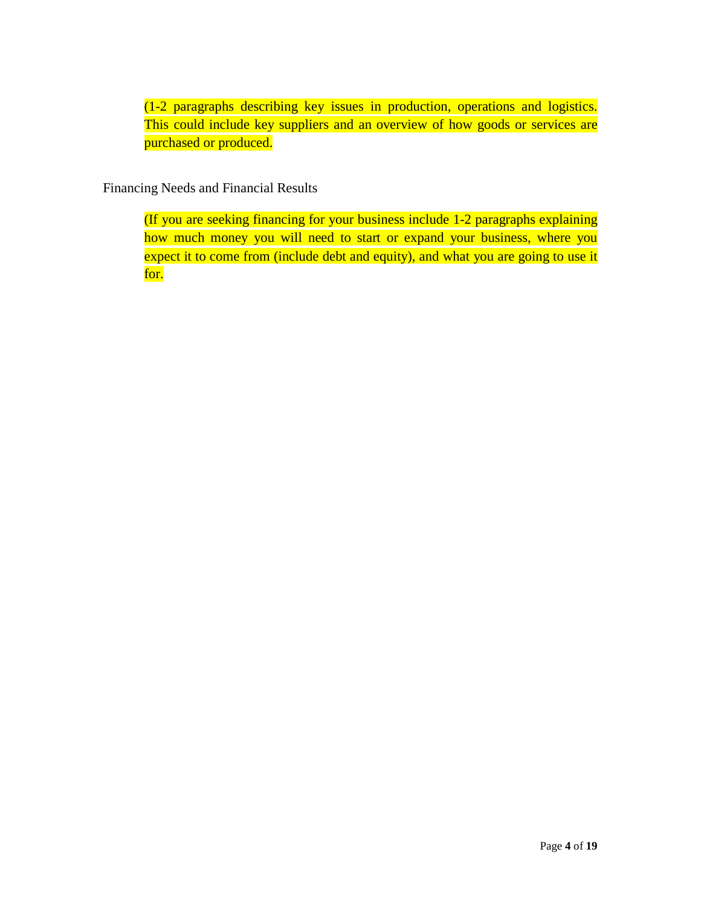(1-2 paragraphs describing key issues in production, operations and logistics. This could include key suppliers and an overview of how goods or services are purchased or produced.

## Financing Needs and Financial Results

(If you are seeking financing for your business include 1-2 paragraphs explaining how much money you will need to start or expand your business, where you expect it to come from (include debt and equity), and what you are going to use it for.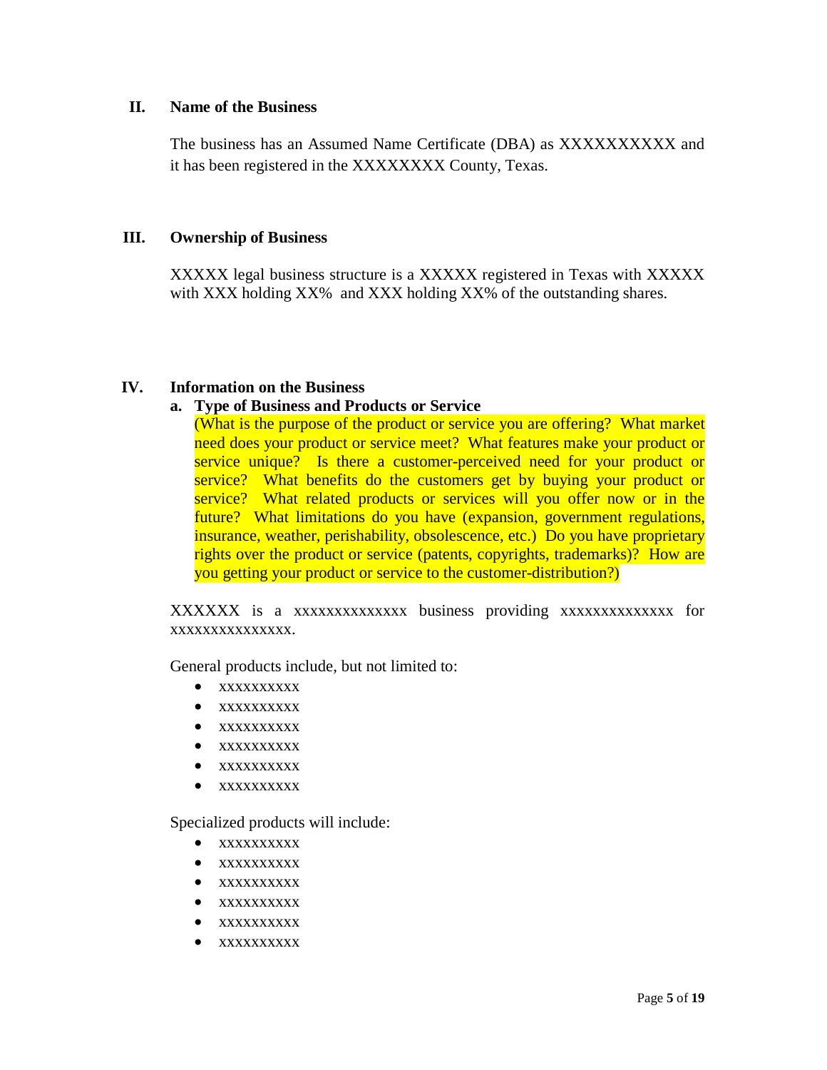## II. Name of the Business

The business has an Assumed Name Certificate (DBA) as XXXXXXXXXX and it has been registered in the XXXXXXXX County, Texas.

## III. Ownership of Business

XXXXX legal business structure is a XXXXX registered in Texas with XXXXX with XXX holding XX% and XXX holding XX% of the outstanding shares.

## IV. Information on the Business

### a. Type of Business and Products or Service

(What is the purpose of the product or service you are offering? What market need does your product or service meet? What features make your product or service unique? Is there a customer-perceived need for your product or service? What benefits do the customers get by buying your product or service? What related products or services will you offer now or in the future? What limitations do you have (expansion, government regulations, insurance, weather, perishability, obsolescence, etc.) Do you have proprietary rights over the product or service (patents, copyrights, trademarks)? How are you getting your product or service to the customer-distribution?)

XXXXXX is a xxxxxxxxxxxxxx business providing xxxxxxxxxxxxxx for xxxxxxxxxxxxxxx.

General products include, but not limited to:

- xxxxxxxxxx
- xxxxxxxxxx
- xxxxxxxxxx
- xxxxxxxxxx
- xxxxxxxxxx
- xxxxxxxxxx

Specialized products will include:

- xxxxxxxxxx
- xxxxxxxxxx
- xxxxxxxxxx
- xxxxxxxxxx
- xxxxxxxxxx
- xxxxxxxxxx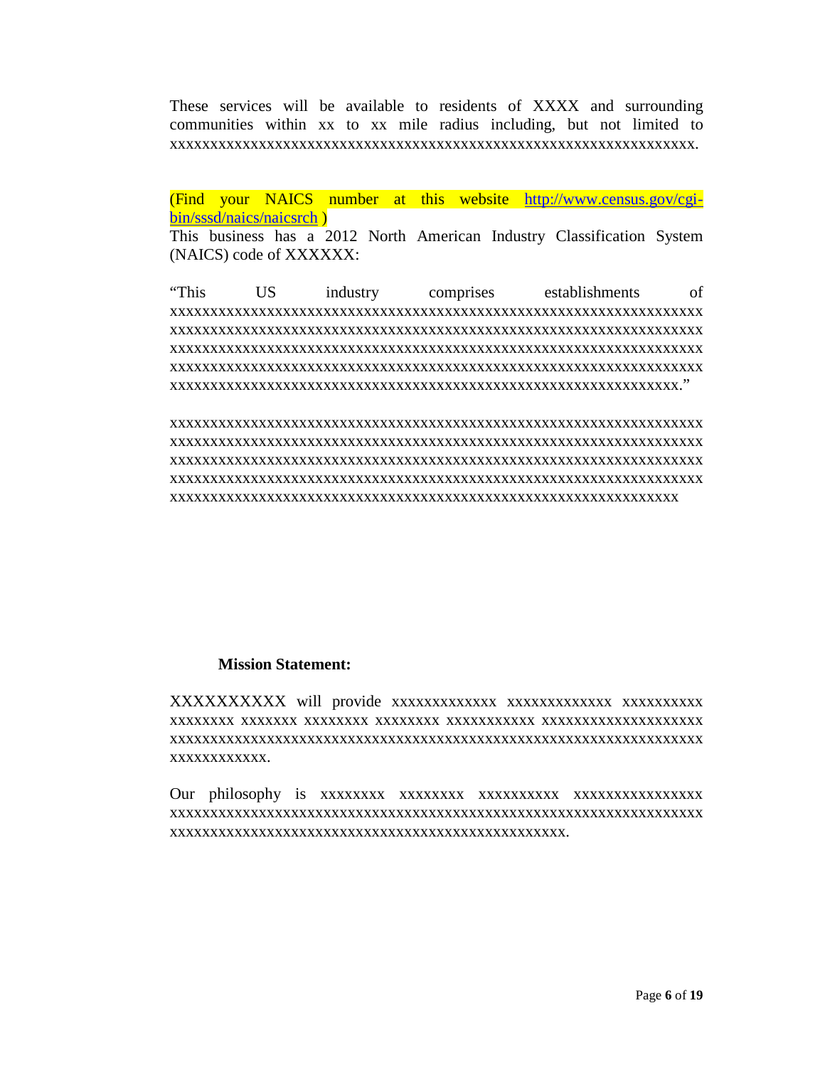These services will be available to residents of XXXX and surrounding communities within xx to xx mile radius including, but not limited to xxxxxxxxxxxxxxxxxxxxxxxxxxxxxxxxxxxxxxxxxxxxxxxxxxxxxxxxxxxxxxxxxxxx.

(Find your NAICS number at this website [http://www.census.gov/cgi-bin/sssd/naics/naicsrch](http://www.census.gov/cgi-bin/sssd/naics/naicsrch) )
This business has a 2012 North American Industry Classification System (NAICS) code of XXXXXX:

"This US industry comprises establishments of xxxxxxxxxxxxxxxxxxxxxxxxxxxxxxxxxxxxxxxxxxxxxxxxxxxxxxxxxxxxxxxxxxxxx xxxxxxxxxxxxxxxxxxxxxxxxxxxxxxxxxxxxxxxxxxxxxxxxxxxxxxxxxxxxxxxxxxxxx xxxxxxxxxxxxxxxxxxxxxxxxxxxxxxxxxxxxxxxxxxxxxxxxxxxxxxxxxxxxxxxxxxxxx xxxxxxxxxxxxxxxxxxxxxxxxxxxxxxxxxxxxxxxxxxxxxxxxxxxxxxxxxxxxxxxxxxxxx xxxxxxxxxxxxxxxxxxxxxxxxxxxxxxxxxxxxxxxxxxxxxxxxxxxxxxxxxxxxxxxxx."

xxxxxxxxxxxxxxxxxxxxxxxxxxxxxxxxxxxxxxxxxxxxxxxxxxxxxxxxxxxxxxxxxxxxx xxxxxxxxxxxxxxxxxxxxxxxxxxxxxxxxxxxxxxxxxxxxxxxxxxxxxxxxxxxxxxxxxxxxx xxxxxxxxxxxxxxxxxxxxxxxxxxxxxxxxxxxxxxxxxxxxxxxxxxxxxxxxxxxxxxxxxxxxx xxxxxxxxxxxxxxxxxxxxxxxxxxxxxxxxxxxxxxxxxxxxxxxxxxxxxxxxxxxxxxxxxxxxx xxxxxxxxxxxxxxxxxxxxxxxxxxxxxxxxxxxxxxxxxxxxxxxxxxxxxxxxxxxxxxxxxx

**Mission Statement:**

XXXXXXXXXX will provide xxxxxxxxxxxxx xxxxxxxxxxxxx xxxxxxxxxx xxxxxxxx xxxxxxx xxxxxxxx xxxxxxxx xxxxxxxxxxx xxxxxxxxxxxxxxxxxxxx xxxxxxxxxxxxxxxxxxxxxxxxxxxxxxxxxxxxxxxxxxxxxxxxxxxxxxxxxxxxxxxxxxxxx xxxxxxxxxxxx.

Our philosophy is xxxxxxxx xxxxxxxx xxxxxxxxxx xxxxxxxxxxxxxxxx xxxxxxxxxxxxxxxxxxxxxxxxxxxxxxxxxxxxxxxxxxxxxxxxxxxxxxxxxxxxxxxxxxxxx xxxxxxxxxxxxxxxxxxxxxxxxxxxxxxxxxxxxxxxxxxxxxxxxxx.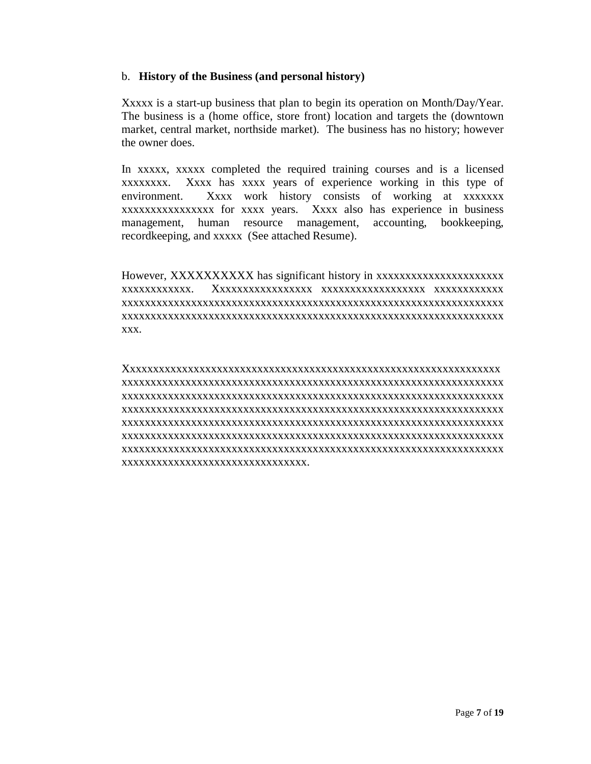b. **History of the Business (and personal history)**

Xxxxx is a start-up business that plan to begin its operation on Month/Day/Year. The business is a (home office, store front) location and targets the (downtown market, central market, northside market). The business has no history; however the owner does.

In xxxxx, xxxxx completed the required training courses and is a licensed xxxxxxxx. Xxxx has xxxx years of experience working in this type of environment. Xxxx work history consists of working at xxxxxxx xxxxxxxxxxxxxxxx for xxxx years. Xxxx also has experience in business management, human resource management, accounting, bookkeeping, recordkeeping, and xxxxx (See attached Resume).

However, XXXXXXXXXX has significant history in xxxxxxxxxxxxxxxxxxxxxx xxxxxxxxxxxx. Xxxxxxxxxxxxxxxx xxxxxxxxxxxxxxxxxx xxxxxxxxxxxx xxxxxxxxxxxxxxxxxxxxxxxxxxxxxxxxxxxxxxxxxxxxxxxxxxxxxxxxxxxxxxxxxxx xxxxxxxxxxxxxxxxxxxxxxxxxxxxxxxxxxxxxxxxxxxxxxxxxxxxxxxxxxxxxxxxxxx xxx.

Xxxxxxxxxxxxxxxxxxxxxxxxxxxxxxxxxxxxxxxxxxxxxxxxxxxxxxxxxxxxxxxxx xxxxxxxxxxxxxxxxxxxxxxxxxxxxxxxxxxxxxxxxxxxxxxxxxxxxxxxxxxxxxxxxxxx xxxxxxxxxxxxxxxxxxxxxxxxxxxxxxxxxxxxxxxxxxxxxxxxxxxxxxxxxxxxxxxxxxx xxxxxxxxxxxxxxxxxxxxxxxxxxxxxxxxxxxxxxxxxxxxxxxxxxxxxxxxxxxxxxxxxxx xxxxxxxxxxxxxxxxxxxxxxxxxxxxxxxxxxxxxxxxxxxxxxxxxxxxxxxxxxxxxxxxxxx xxxxxxxxxxxxxxxxxxxxxxxxxxxxxxxxxxxxxxxxxxxxxxxxxxxxxxxxxxxxxxxxxxx xxxxxxxxxxxxxxxxxxxxxxxxxxxxxxxxxxxxxxxxxxxxxxxxxxxxxxxxxxxxxxxxxxx xxxxxxxxxxxxxxxxxxxxxxxxxxxxxxx.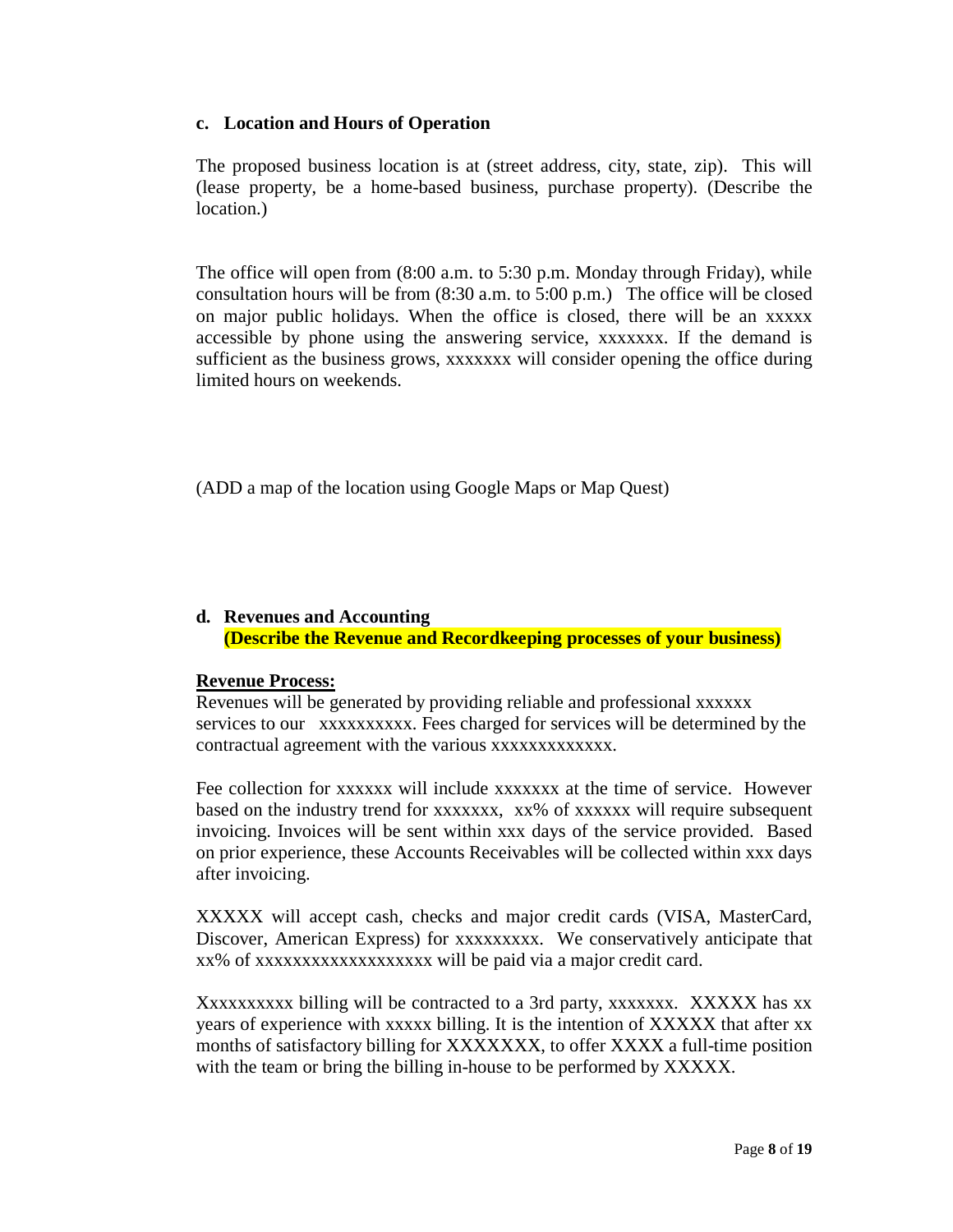### c. Location and Hours of Operation

The proposed business location is at (street address, city, state, zip). This will (lease property, be a home-based business, purchase property). (Describe the location.)

The office will open from (8:00 a.m. to 5:30 p.m. Monday through Friday), while consultation hours will be from (8:30 a.m. to 5:00 p.m.) The office will be closed on major public holidays. When the office is closed, there will be an xxxxx accessible by phone using the answering service, xxxxxxx. If the demand is sufficient as the business grows, xxxxxxx will consider opening the office during limited hours on weekends.

(ADD a map of the location using Google Maps or Map Quest)

### d. Revenues and Accounting

**(Describe the Revenue and Recordkeeping processes of your business)**

**Revenue Process:**

Revenues will be generated by providing reliable and professional xxxxxx services to our xxxxxxxxxx. Fees charged for services will be determined by the contractual agreement with the various xxxxxxxxxxxxx.

Fee collection for xxxxxx will include xxxxxxx at the time of service. However based on the industry trend for xxxxxxx, xx% of xxxxxx will require subsequent invoicing. Invoices will be sent within xxx days of the service provided. Based on prior experience, these Accounts Receivables will be collected within xxx days after invoicing.

XXXXX will accept cash, checks and major credit cards (VISA, MasterCard, Discover, American Express) for xxxxxxxxx. We conservatively anticipate that xx% of xxxxxxxxxxxxxxxxxxx will be paid via a major credit card.

Xxxxxxxxxx billing will be contracted to a 3rd party, xxxxxxx. XXXXX has xx years of experience with xxxxx billing. It is the intention of XXXXX that after xx months of satisfactory billing for XXXXXXX, to offer XXXX a full-time position with the team or bring the billing in-house to be performed by XXXXX.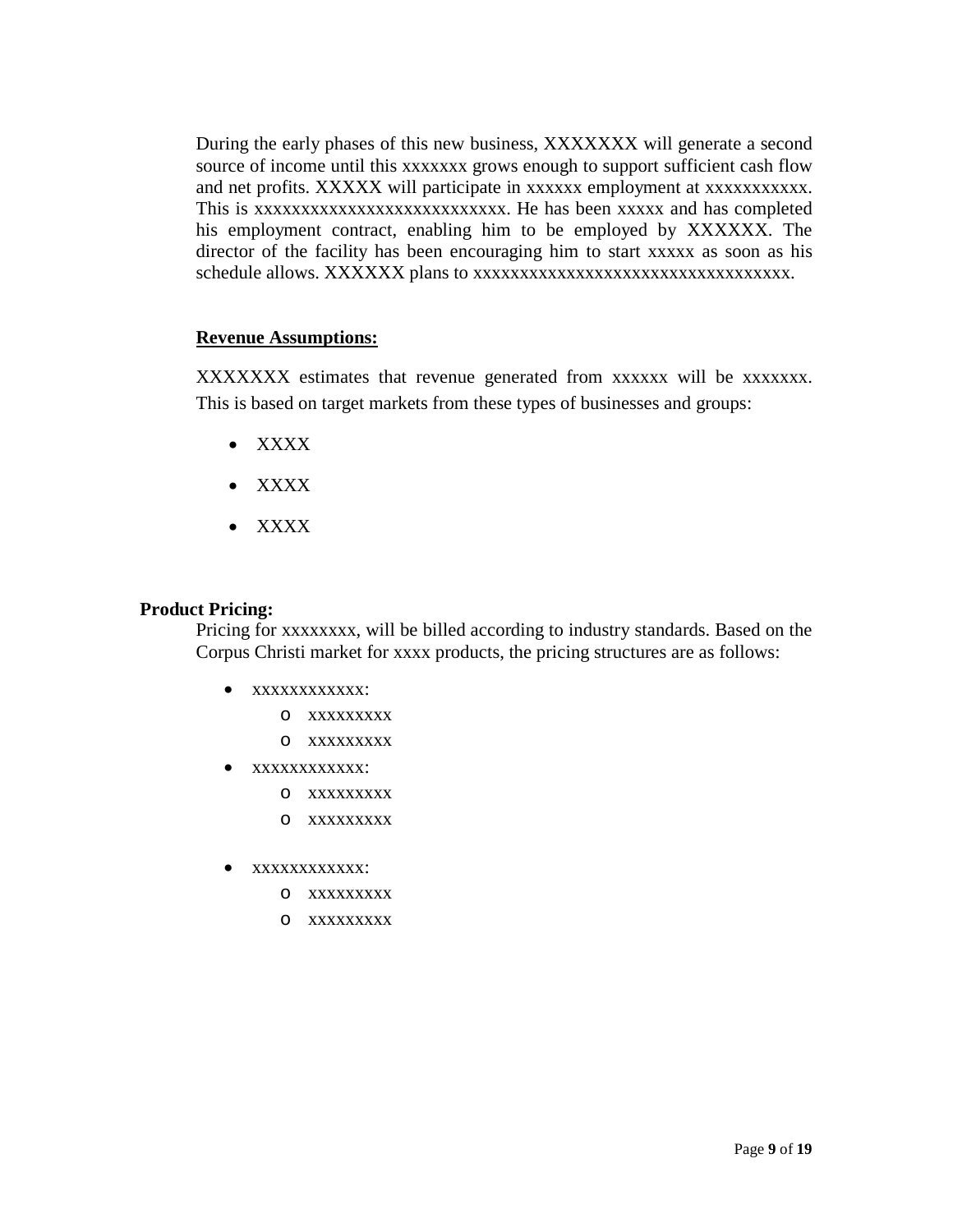During the early phases of this new business, XXXXXXX will generate a second source of income until this xxxxxxx grows enough to support sufficient cash flow and net profits. XXXXX will participate in xxxxxx employment at xxxxxxxxxxx. This is xxxxxxxxxxxxxxxxxxxxxxxxxxxx. He has been xxxxx and has completed his employment contract, enabling him to be employed by XXXXXX. The director of the facility has been encouraging him to start xxxxx as soon as his schedule allows. XXXXXX plans to xxxxxxxxxxxxxxxxxxxxxxxxxxxxxxxxxxx.

**Revenue Assumptions:**

XXXXXXX estimates that revenue generated from xxxxxx will be xxxxxxx. This is based on target markets from these types of businesses and groups:

- XXXX
- XXXX
- XXXX

**Product Pricing:**

Pricing for xxxxxxxx, will be billed according to industry standards. Based on the Corpus Christi market for xxxx products, the pricing structures are as follows:

- xxxxxxxxxxxx:
  - xxxxxxxxx
  - xxxxxxxxx
- xxxxxxxxxxxx:
  - xxxxxxxxx
  - xxxxxxxxx
- xxxxxxxxxxxx:
  - xxxxxxxxx
  - xxxxxxxxx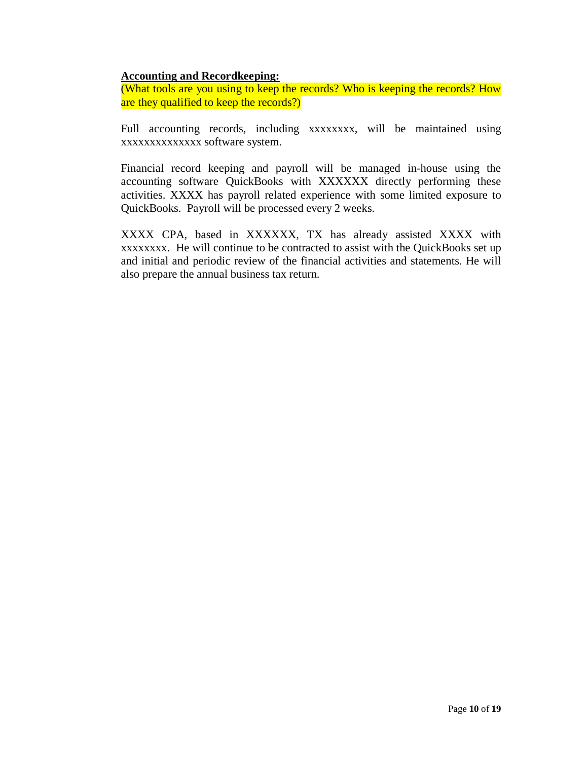**Accounting and Recordkeeping:**

(What tools are you using to keep the records? Who is keeping the records? How are they qualified to keep the records?)

Full accounting records, including xxxxxxxx, will be maintained using xxxxxxxxxxxxxx software system.

Financial record keeping and payroll will be managed in-house using the accounting software QuickBooks with XXXXXX directly performing these activities. XXXX has payroll related experience with some limited exposure to QuickBooks. Payroll will be processed every 2 weeks.

XXXX CPA, based in XXXXXX, TX has already assisted XXXX with xxxxxxxx. He will continue to be contracted to assist with the QuickBooks set up and initial and periodic review of the financial activities and statements. He will also prepare the annual business tax return.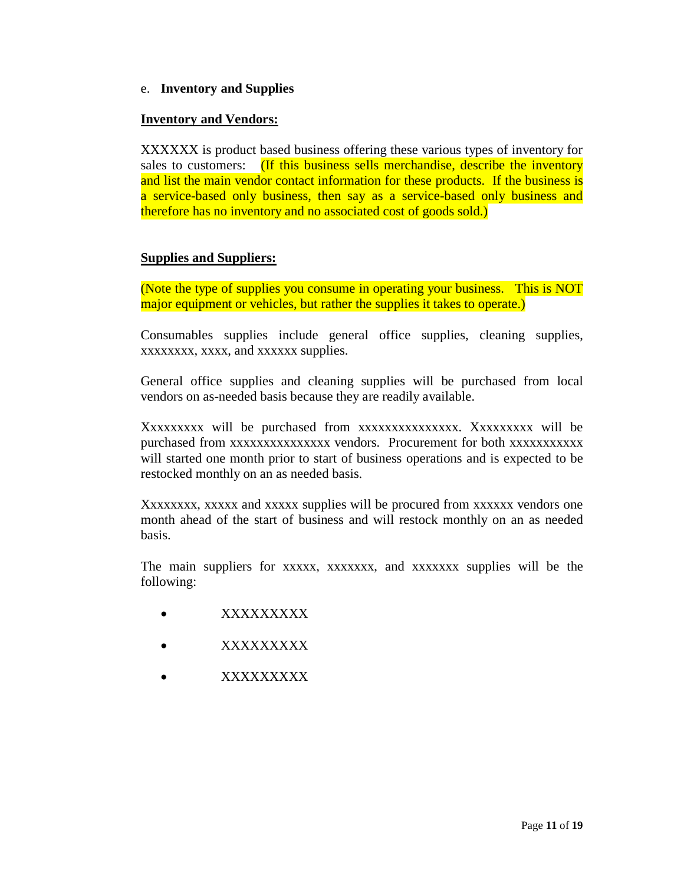e. **Inventory and Supplies**

**<u>Inventory and Vendors:</u>**

XXXXXX is product based business offering these various types of inventory for sales to customers: (If this business sells merchandise, describe the inventory and list the main vendor contact information for these products. If the business is a service-based only business, then say as a service-based only business and therefore has no inventory and no associated cost of goods sold.)

**<u>Supplies and Suppliers:</u>**

(Note the type of supplies you consume in operating your business. This is NOT major equipment or vehicles, but rather the supplies it takes to operate.)

Consumables supplies include general office supplies, cleaning supplies, xxxxxxxx, xxxx, and xxxxxx supplies.

General office supplies and cleaning supplies will be purchased from local vendors on as-needed basis because they are readily available.

Xxxxxxxxx will be purchased from xxxxxxxxxxxxxxx. Xxxxxxxxx will be purchased from xxxxxxxxxxxxxxx vendors. Procurement for both xxxxxxxxxxx will started one month prior to start of business operations and is expected to be restocked monthly on an as needed basis.

Xxxxxxxx, xxxxx and xxxxx supplies will be procured from xxxxxx vendors one month ahead of the start of business and will restock monthly on an as needed basis.

The main suppliers for xxxxx, xxxxxxx, and xxxxxxx supplies will be the following:

- XXXXXXXXX
- XXXXXXXXX
- XXXXXXXXX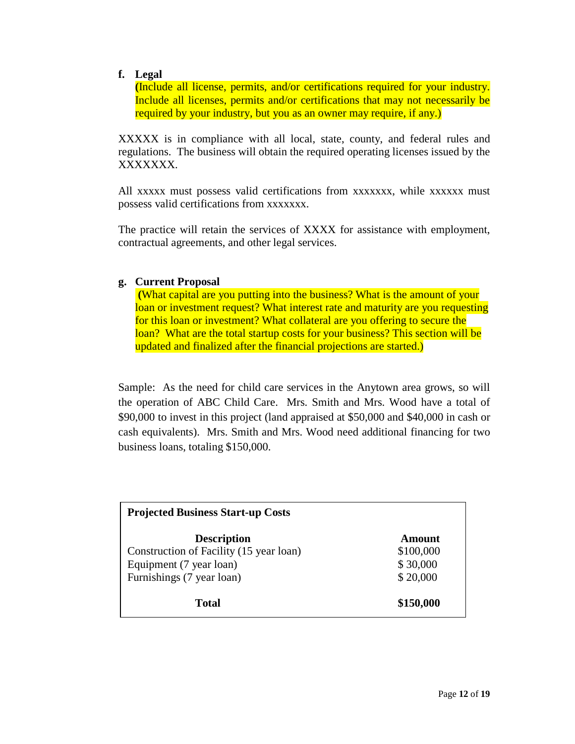**f. Legal**

**(**Include all license, permits, and/or certifications required for your industry. Include all licenses, permits and/or certifications that may not necessarily be required by your industry, but you as an owner may require, if any.)

XXXXX is in compliance with all local, state, county, and federal rules and regulations. The business will obtain the required operating licenses issued by the XXXXXXX.

All xxxxx must possess valid certifications from xxxxxxx, while xxxxxx must possess valid certifications from xxxxxxx.

The practice will retain the services of XXXX for assistance with employment, contractual agreements, and other legal services.

**g. Current Proposal**

**(**What capital are you putting into the business? What is the amount of your loan or investment request? What interest rate and maturity are you requesting for this loan or investment? What collateral are you offering to secure the loan? What are the total startup costs for your business? This section will be updated and finalized after the financial projections are started.)

Sample: As the need for child care services in the Anytown area grows, so will the operation of ABC Child Care. Mrs. Smith and Mrs. Wood have a total of $90,000 to invest in this project (land appraised at $50,000 and $40,000 in cash or cash equivalents). Mrs. Smith and Mrs. Wood need additional financing for two business loans, totaling $150,000.

**Projected Business Start-up Costs**

| Description | Amount |
|---|---|
| Construction of Facility (15 year loan) | $100,000 |
| Equipment (7 year loan) | $ 30,000 |
| Furnishings (7 year loan) | $ 20,000 |
| **Total** | **$150,000** |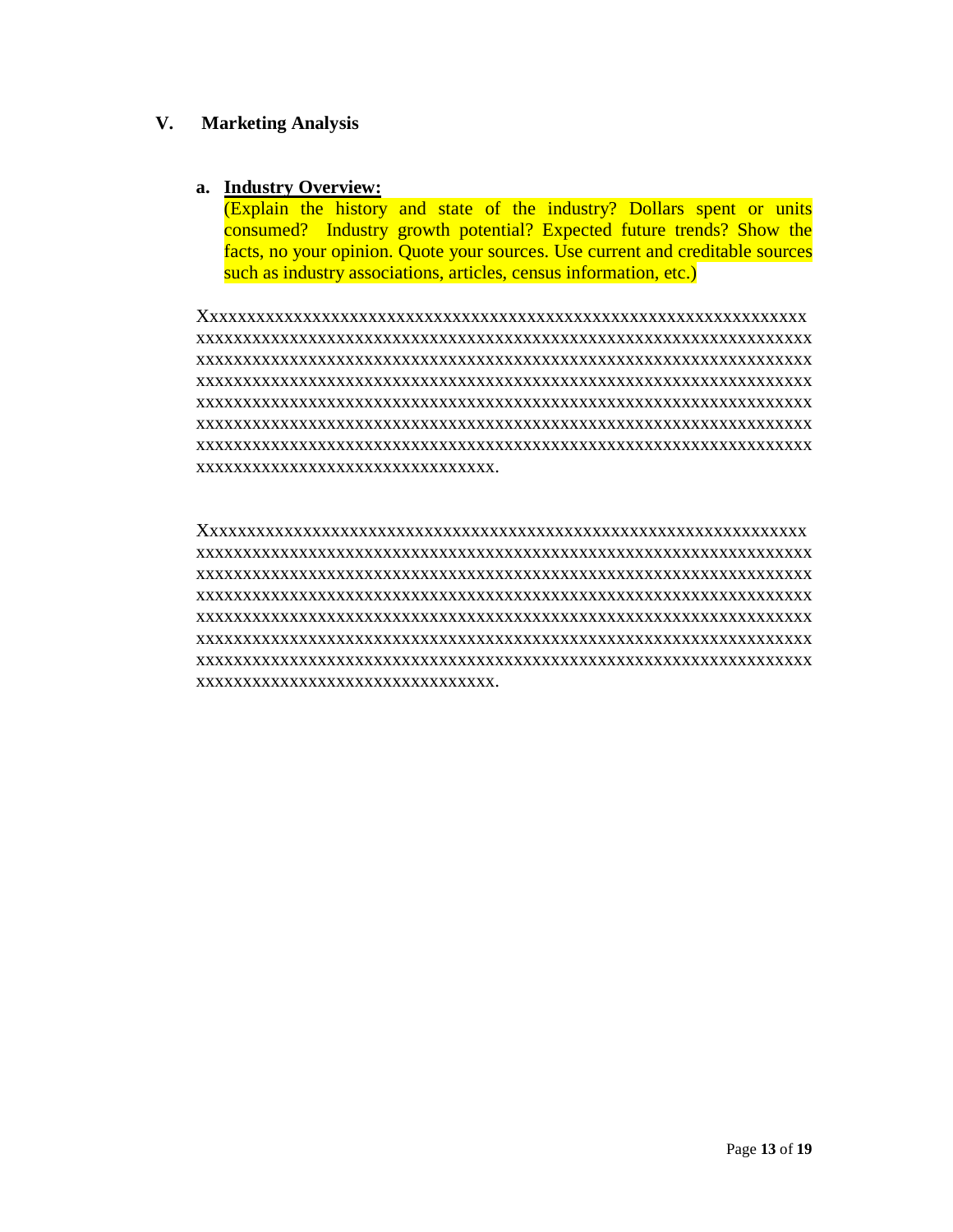## V. Marketing Analysis

### a. Industry Overview:

(Explain the history and state of the industry? Dollars spent or units consumed? Industry growth potential? Expected future trends? Show the facts, no your opinion. Quote your sources. Use current and creditable sources such as industry associations, articles, census information, etc.)

Xxxxxxxxxxxxxxxxxxxxxxxxxxxxxxxxxxxxxxxxxxxxxxxxxxxxxxxxxxxxxxxxxxxx
xxxxxxxxxxxxxxxxxxxxxxxxxxxxxxxxxxxxxxxxxxxxxxxxxxxxxxxxxxxxxxxxxxxx
xxxxxxxxxxxxxxxxxxxxxxxxxxxxxxxxxxxxxxxxxxxxxxxxxxxxxxxxxxxxxxxxxxxx
xxxxxxxxxxxxxxxxxxxxxxxxxxxxxxxxxxxxxxxxxxxxxxxxxxxxxxxxxxxxxxxxxxxx
xxxxxxxxxxxxxxxxxxxxxxxxxxxxxxxxxxxxxxxxxxxxxxxxxxxxxxxxxxxxxxxxxxxx
xxxxxxxxxxxxxxxxxxxxxxxxxxxxxxxxxxxxxxxxxxxxxxxxxxxxxxxxxxxxxxxxxxxx
xxxxxxxxxxxxxxxxxxxxxxxxxxxxxxxxxxxxxxxxxxxxxxxxxxxxxxxxxxxxxxxxxxxx
xxxxxxxxxxxxxxxxxxxxxxxxxxxxxxxx.

Xxxxxxxxxxxxxxxxxxxxxxxxxxxxxxxxxxxxxxxxxxxxxxxxxxxxxxxxxxxxxxxxxxxx
xxxxxxxxxxxxxxxxxxxxxxxxxxxxxxxxxxxxxxxxxxxxxxxxxxxxxxxxxxxxxxxxxxxx
xxxxxxxxxxxxxxxxxxxxxxxxxxxxxxxxxxxxxxxxxxxxxxxxxxxxxxxxxxxxxxxxxxxx
xxxxxxxxxxxxxxxxxxxxxxxxxxxxxxxxxxxxxxxxxxxxxxxxxxxxxxxxxxxxxxxxxxxx
xxxxxxxxxxxxxxxxxxxxxxxxxxxxxxxxxxxxxxxxxxxxxxxxxxxxxxxxxxxxxxxxxxxx
xxxxxxxxxxxxxxxxxxxxxxxxxxxxxxxxxxxxxxxxxxxxxxxxxxxxxxxxxxxxxxxxxxxx
xxxxxxxxxxxxxxxxxxxxxxxxxxxxxxxxxxxxxxxxxxxxxxxxxxxxxxxxxxxxxxxxxxxx
xxxxxxxxxxxxxxxxxxxxxxxxxxxxxxxx.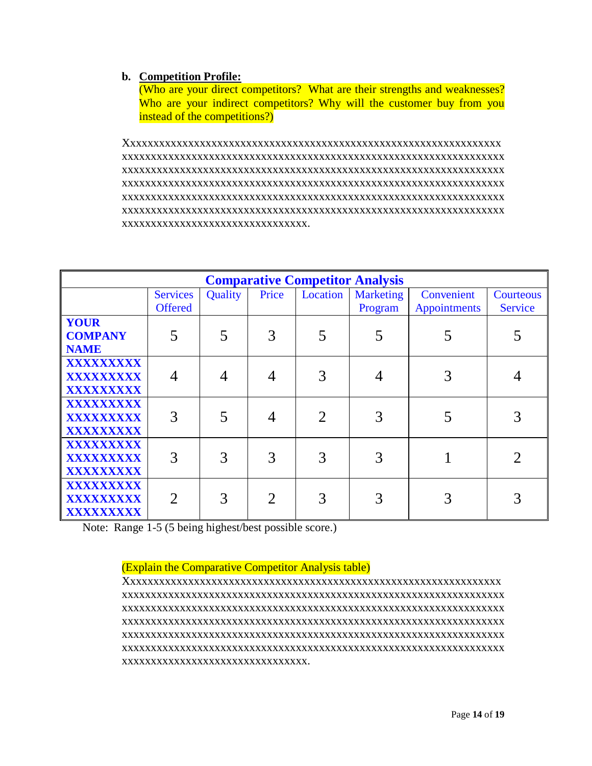**b. Competition Profile:**

(Who are your direct competitors? What are their strengths and weaknesses? Who are your indirect competitors? Why will the customer buy from you instead of the competitions?)

Xxxxxxxxxxxxxxxxxxxxxxxxxxxxxxxxxxxxxxxxxxxxxxxxxxxxxxxxxxxxxxxxxxxxx xxxxxxxxxxxxxxxxxxxxxxxxxxxxxxxxxxxxxxxxxxxxxxxxxxxxxxxxxxxxxxxxxxxxxx xxxxxxxxxxxxxxxxxxxxxxxxxxxxxxxxxxxxxxxxxxxxxxxxxxxxxxxxxxxxxxxxxxxxxx xxxxxxxxxxxxxxxxxxxxxxxxxxxxxxxxxxxxxxxxxxxxxxxxxxxxxxxxxxxxxxxxxxxxxx xxxxxxxxxxxxxxxxxxxxxxxxxxxxxxxxxxxxxxxxxxxxxxxxxxxxxxxxxxxxxxxxxxxxxx xxxxxxxxxxxxxxxxxxxxxxxxxxxxxxxxxxxxxxxxxxxxxxxxxxxxxxxxxxxxxxxxxxxxxx xxxxxxxxxxxxxxxxxxxxxxxxxxxxxxxxxx.

| Comparative Competitor Analysis | | | | | | | |
|---|---|---|---|---|---|---|---|
| | Services Offered | Quality | Price | Location | Marketing Program | Convenient Appointments | Courteous Service |
| **YOUR COMPANY NAME** | 5 | 5 | 3 | 5 | 5 | 5 | 5 |
| **XXXXXXXXX XXXXXXXXX XXXXXXXXX** | 4 | 4 | 4 | 3 | 4 | 3 | 4 |
| **XXXXXXXXX XXXXXXXXX XXXXXXXXX** | 3 | 5 | 4 | 2 | 3 | 5 | 3 |
| **XXXXXXXXX XXXXXXXXX XXXXXXXXX** | 3 | 3 | 3 | 3 | 3 | 1 | 2 |
| **XXXXXXXXX XXXXXXXXX XXXXXXXXX** | 2 | 3 | 2 | 3 | 3 | 3 | 3 |

Note: Range 1-5 (5 being highest/best possible score.)

(Explain the Comparative Competitor Analysis table)

Xxxxxxxxxxxxxxxxxxxxxxxxxxxxxxxxxxxxxxxxxxxxxxxxxxxxxxxxxxxxxxxxxxxxx xxxxxxxxxxxxxxxxxxxxxxxxxxxxxxxxxxxxxxxxxxxxxxxxxxxxxxxxxxxxxxxxxxxxxx xxxxxxxxxxxxxxxxxxxxxxxxxxxxxxxxxxxxxxxxxxxxxxxxxxxxxxxxxxxxxxxxxxxxxx xxxxxxxxxxxxxxxxxxxxxxxxxxxxxxxxxxxxxxxxxxxxxxxxxxxxxxxxxxxxxxxxxxxxxx xxxxxxxxxxxxxxxxxxxxxxxxxxxxxxxxxxxxxxxxxxxxxxxxxxxxxxxxxxxxxxxxxxxxxx xxxxxxxxxxxxxxxxxxxxxxxxxxxxxxxxxxxxxxxxxxxxxxxxxxxxxxxxxxxxxxxxxxxxxx xxxxxxxxxxxxxxxxxxxxxxxxxxxxxxxxxx.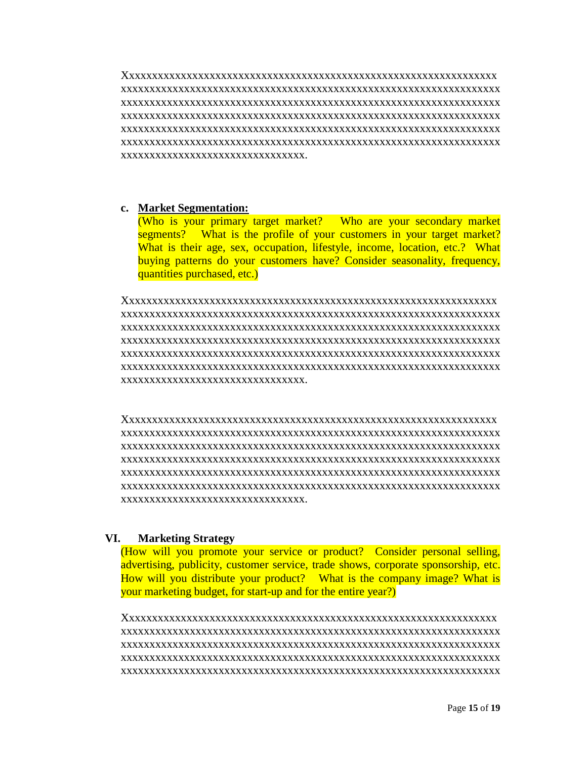Xxxxxxxxxxxxxxxxxxxxxxxxxxxxxxxxxxxxxxxxxxxxxxxxxxxxxxxxxxxxxxxxxxx xxxxxxxxxxxxxxxxxxxxxxxxxxxxxxxxxxxxxxxxxxxxxxxxxxxxxxxxxxxxxxxxxxx xxxxxxxxxxxxxxxxxxxxxxxxxxxxxxxxxxxxxxxxxxxxxxxxxxxxxxxxxxxxxxxxxxx xxxxxxxxxxxxxxxxxxxxxxxxxxxxxxxxxxxxxxxxxxxxxxxxxxxxxxxxxxxxxxxxxxx xxxxxxxxxxxxxxxxxxxxxxxxxxxxxxxxxxxxxxxxxxxxxxxxxxxxxxxxxxxxxxxxxxx xxxxxxxxxxxxxxxxxxxxxxxxxxxxxxxxxxxxxxxxxxxxxxxxxxxxxxxxxxxxxxxxxxx xxxxxxxxxxxxxxxxxxxxxxxxxxxxxxxxx.

### c. Market Segmentation:

(Who is your primary target market? Who are your secondary market segments? What is the profile of your customers in your target market? What is their age, sex, occupation, lifestyle, income, location, etc.? What buying patterns do your customers have? Consider seasonality, frequency, quantities purchased, etc.)

Xxxxxxxxxxxxxxxxxxxxxxxxxxxxxxxxxxxxxxxxxxxxxxxxxxxxxxxxxxxxxxxxxxx xxxxxxxxxxxxxxxxxxxxxxxxxxxxxxxxxxxxxxxxxxxxxxxxxxxxxxxxxxxxxxxxxxx xxxxxxxxxxxxxxxxxxxxxxxxxxxxxxxxxxxxxxxxxxxxxxxxxxxxxxxxxxxxxxxxxxx xxxxxxxxxxxxxxxxxxxxxxxxxxxxxxxxxxxxxxxxxxxxxxxxxxxxxxxxxxxxxxxxxxx xxxxxxxxxxxxxxxxxxxxxxxxxxxxxxxxxxxxxxxxxxxxxxxxxxxxxxxxxxxxxxxxxxx xxxxxxxxxxxxxxxxxxxxxxxxxxxxxxxxxxxxxxxxxxxxxxxxxxxxxxxxxxxxxxxxxxx xxxxxxxxxxxxxxxxxxxxxxxxxxxxxxxxx.

Xxxxxxxxxxxxxxxxxxxxxxxxxxxxxxxxxxxxxxxxxxxxxxxxxxxxxxxxxxxxxxxxxxx xxxxxxxxxxxxxxxxxxxxxxxxxxxxxxxxxxxxxxxxxxxxxxxxxxxxxxxxxxxxxxxxxxx xxxxxxxxxxxxxxxxxxxxxxxxxxxxxxxxxxxxxxxxxxxxxxxxxxxxxxxxxxxxxxxxxxx xxxxxxxxxxxxxxxxxxxxxxxxxxxxxxxxxxxxxxxxxxxxxxxxxxxxxxxxxxxxxxxxxxx xxxxxxxxxxxxxxxxxxxxxxxxxxxxxxxxxxxxxxxxxxxxxxxxxxxxxxxxxxxxxxxxxxx xxxxxxxxxxxxxxxxxxxxxxxxxxxxxxxxxxxxxxxxxxxxxxxxxxxxxxxxxxxxxxxxxxx xxxxxxxxxxxxxxxxxxxxxxxxxxxxxxxxx.

## VI. Marketing Strategy

(How will you promote your service or product? Consider personal selling, advertising, publicity, customer service, trade shows, corporate sponsorship, etc. How will you distribute your product? What is the company image? What is your marketing budget, for start-up and for the entire year?)

Xxxxxxxxxxxxxxxxxxxxxxxxxxxxxxxxxxxxxxxxxxxxxxxxxxxxxxxxxxxxxxxxxxx xxxxxxxxxxxxxxxxxxxxxxxxxxxxxxxxxxxxxxxxxxxxxxxxxxxxxxxxxxxxxxxxxxx xxxxxxxxxxxxxxxxxxxxxxxxxxxxxxxxxxxxxxxxxxxxxxxxxxxxxxxxxxxxxxxxxxx xxxxxxxxxxxxxxxxxxxxxxxxxxxxxxxxxxxxxxxxxxxxxxxxxxxxxxxxxxxxxxxxxxx xxxxxxxxxxxxxxxxxxxxxxxxxxxxxxxxxxxxxxxxxxxxxxxxxxxxxxxxxxxxxxxxxxx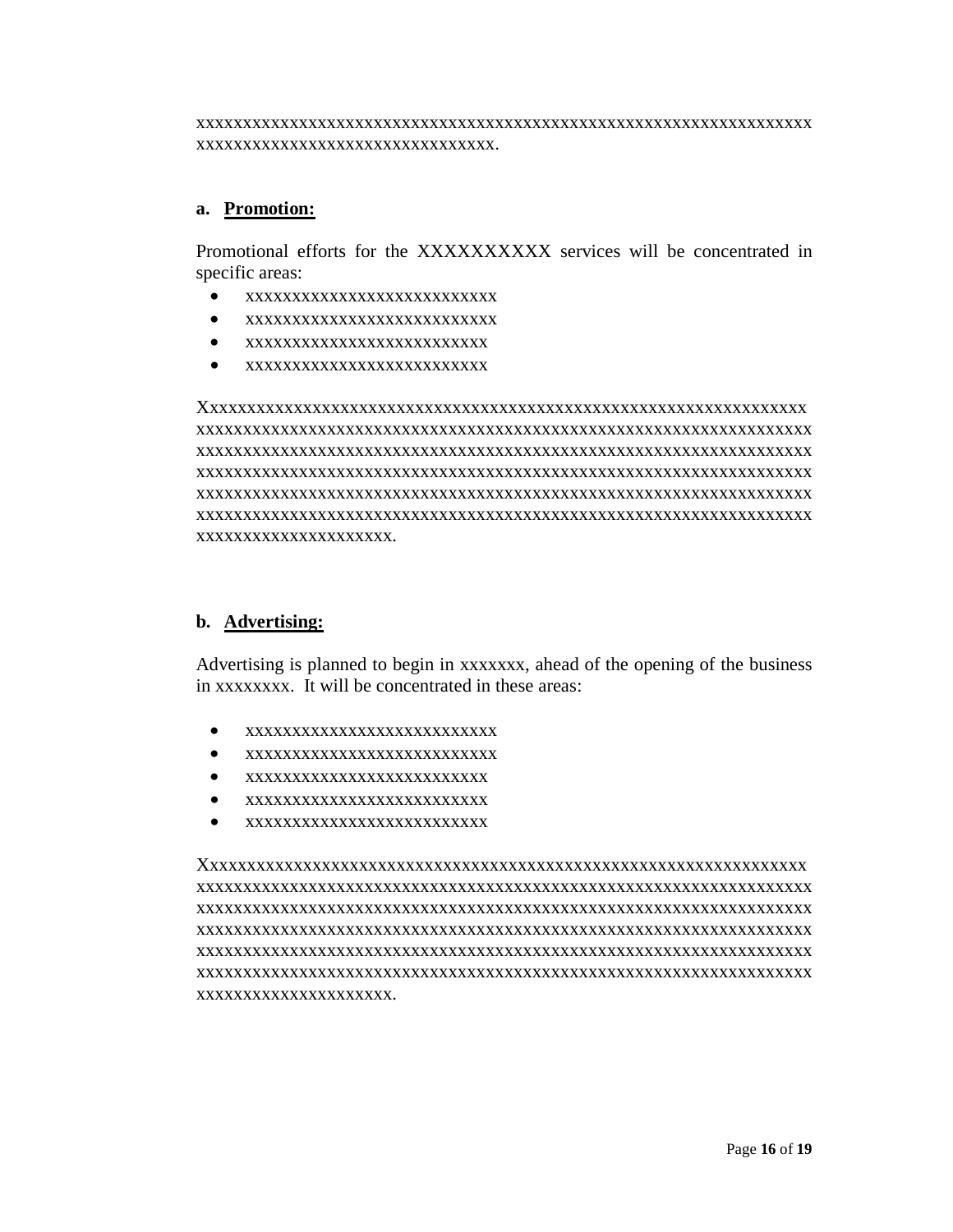xxxxxxxxxxxxxxxxxxxxxxxxxxxxxxxxxxxxxxxxxxxxxxxxxxxxxxxxxxxxxxxxxxxxxxxx xxxxxxxxxxxxxxxxxxxxxxxxxxxxxxxxx.

### a. **Promotion:**

Promotional efforts for the XXXXXXXXXX services will be concentrated in specific areas:

- xxxxxxxxxxxxxxxxxxxxxxxxxxxx
- xxxxxxxxxxxxxxxxxxxxxxxxxxxx
- xxxxxxxxxxxxxxxxxxxxxxxxxxx
- xxxxxxxxxxxxxxxxxxxxxxxxxxx

Xxxxxxxxxxxxxxxxxxxxxxxxxxxxxxxxxxxxxxxxxxxxxxxxxxxxxxxxxxxxxxxxxxxxxxx xxxxxxxxxxxxxxxxxxxxxxxxxxxxxxxxxxxxxxxxxxxxxxxxxxxxxxxxxxxxxxxxxxxxxxxx xxxxxxxxxxxxxxxxxxxxxxxxxxxxxxxxxxxxxxxxxxxxxxxxxxxxxxxxxxxxxxxxxxxxxxxx xxxxxxxxxxxxxxxxxxxxxxxxxxxxxxxxxxxxxxxxxxxxxxxxxxxxxxxxxxxxxxxxxxxxxxxx xxxxxxxxxxxxxxxxxxxxxxxxxxxxxxxxxxxxxxxxxxxxxxxxxxxxxxxxxxxxxxxxxxxxxxxx xxxxxxxxxxxxxxxxxxxxxxxxxxxxxxxxxxxxxxxxxxxxxxxxxxxxxxxxxxxxxxxxxxxxxxxx xxxxxxxxxxxxxxxxxxxxx.

### b. **Advertising:**

Advertising is planned to begin in xxxxxxx, ahead of the opening of the business in xxxxxxxx. It will be concentrated in these areas:

- xxxxxxxxxxxxxxxxxxxxxxxxxxxx
- xxxxxxxxxxxxxxxxxxxxxxxxxxxx
- xxxxxxxxxxxxxxxxxxxxxxxxxxx
- xxxxxxxxxxxxxxxxxxxxxxxxxxx
- xxxxxxxxxxxxxxxxxxxxxxxxxxx

Xxxxxxxxxxxxxxxxxxxxxxxxxxxxxxxxxxxxxxxxxxxxxxxxxxxxxxxxxxxxxxxxxxxxxxx xxxxxxxxxxxxxxxxxxxxxxxxxxxxxxxxxxxxxxxxxxxxxxxxxxxxxxxxxxxxxxxxxxxxxxxx xxxxxxxxxxxxxxxxxxxxxxxxxxxxxxxxxxxxxxxxxxxxxxxxxxxxxxxxxxxxxxxxxxxxxxxx xxxxxxxxxxxxxxxxxxxxxxxxxxxxxxxxxxxxxxxxxxxxxxxxxxxxxxxxxxxxxxxxxxxxxxxx xxxxxxxxxxxxxxxxxxxxxxxxxxxxxxxxxxxxxxxxxxxxxxxxxxxxxxxxxxxxxxxxxxxxxxxx xxxxxxxxxxxxxxxxxxxxxxxxxxxxxxxxxxxxxxxxxxxxxxxxxxxxxxxxxxxxxxxxxxxxxxxx xxxxxxxxxxxxxxxxxxxxx.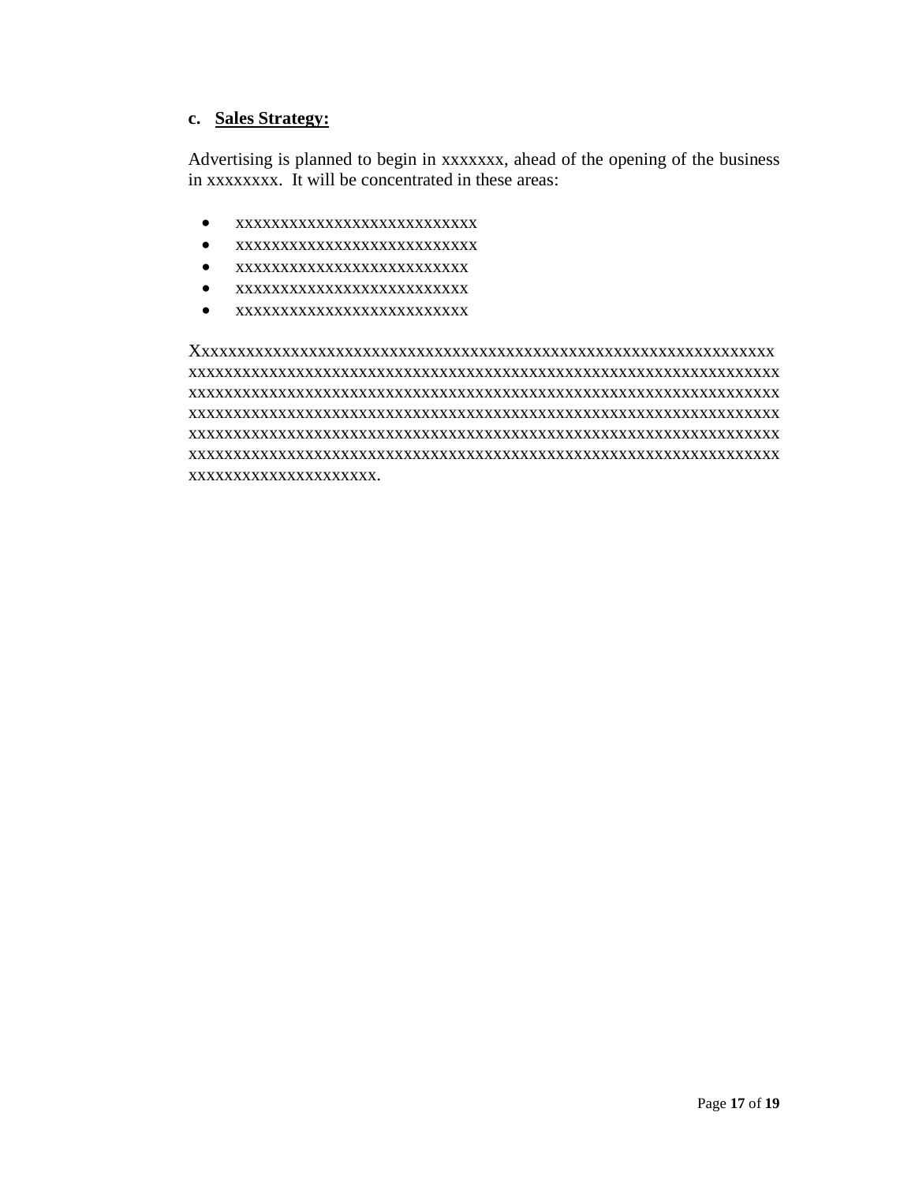### c. **Sales Strategy:**

Advertising is planned to begin in xxxxxxx, ahead of the opening of the business in xxxxxxxx. It will be concentrated in these areas:

- xxxxxxxxxxxxxxxxxxxxxxxxxxxx
- xxxxxxxxxxxxxxxxxxxxxxxxxxxx
- xxxxxxxxxxxxxxxxxxxxxxxxxx
- xxxxxxxxxxxxxxxxxxxxxxxxxx
- xxxxxxxxxxxxxxxxxxxxxxxxxx

Xxxxxxxxxxxxxxxxxxxxxxxxxxxxxxxxxxxxxxxxxxxxxxxxxxxxxxxxxxxxxxxxxx xxxxxxxxxxxxxxxxxxxxxxxxxxxxxxxxxxxxxxxxxxxxxxxxxxxxxxxxxxxxxxxxxxxx xxxxxxxxxxxxxxxxxxxxxxxxxxxxxxxxxxxxxxxxxxxxxxxxxxxxxxxxxxxxxxxxxxxx xxxxxxxxxxxxxxxxxxxxxxxxxxxxxxxxxxxxxxxxxxxxxxxxxxxxxxxxxxxxxxxxxxxx xxxxxxxxxxxxxxxxxxxxxxxxxxxxxxxxxxxxxxxxxxxxxxxxxxxxxxxxxxxxxxxxxxxx xxxxxxxxxxxxxxxxxxxxxxxxxxxxxxxxxxxxxxxxxxxxxxxxxxxxxxxxxxxxxxxxxxxx xxxxxxxxxxxxxxxxxxxxx.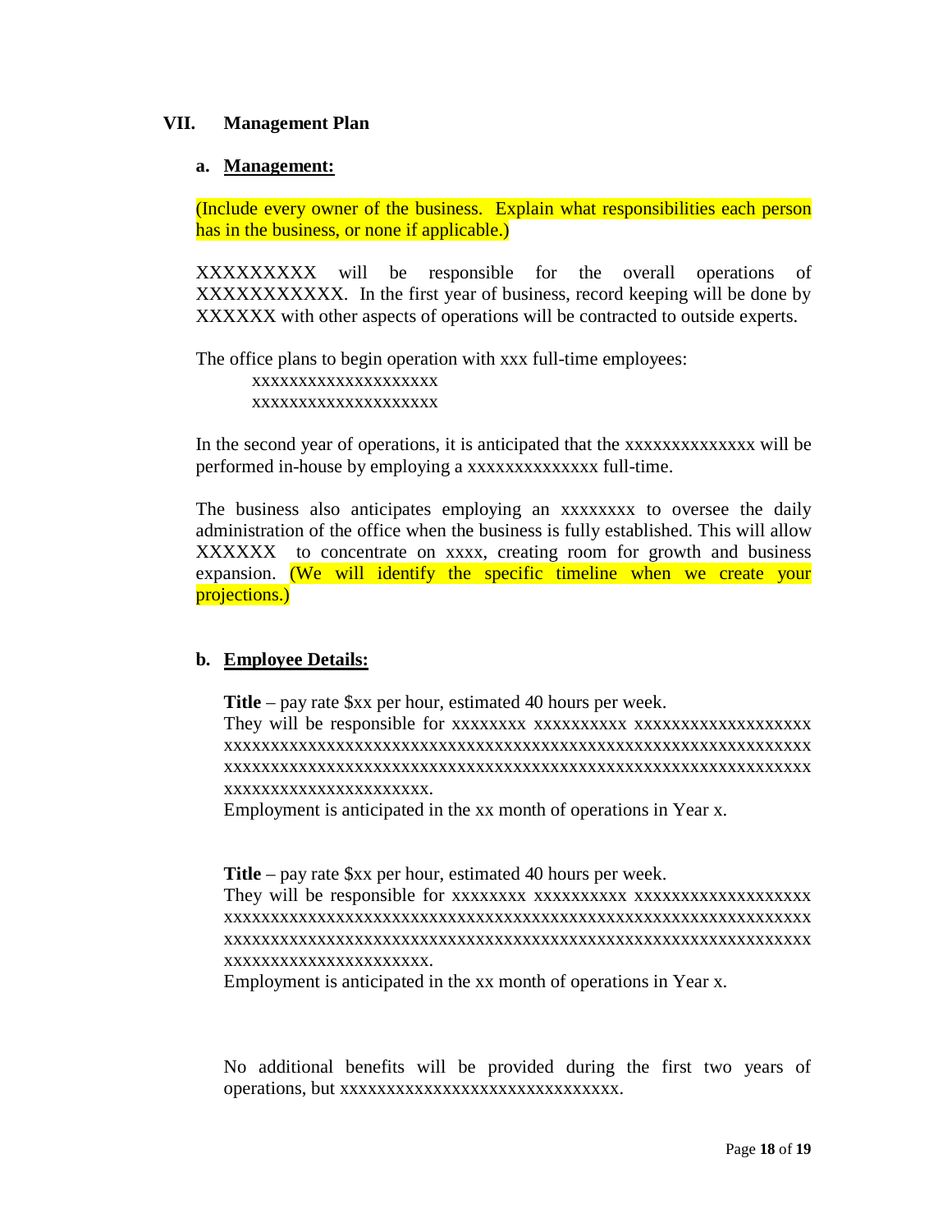## VII. Management Plan

### a. Management:

(Include every owner of the business. Explain what responsibilities each person has in the business, or none if applicable.)

XXXXXXXXX will be responsible for the overall operations of XXXXXXXXXXX. In the first year of business, record keeping will be done by XXXXXX with other aspects of operations will be contracted to outside experts.

The office plans to begin operation with xxx full-time employees:

xxxxxxxxxxxxxxxxxxxx
xxxxxxxxxxxxxxxxxxxx

In the second year of operations, it is anticipated that the xxxxxxxxxxxxxx will be performed in-house by employing a xxxxxxxxxxxxxx full-time.

The business also anticipates employing an xxxxxxxx to oversee the daily administration of the office when the business is fully established. This will allow XXXXXX to concentrate on xxxx, creating room for growth and business expansion. (We will identify the specific timeline when we create your projections.)

### b. Employee Details:

**Title** – pay rate $xx per hour, estimated 40 hours per week.
They will be responsible for xxxxxxxx xxxxxxxxxx xxxxxxxxxxxxxxxxxxx xxxxxxxxxxxxxxxxxxxxxxxxxxxxxxxxxxxxxxxxxxxxxxxxxxxxxxxxxxxxxxxxxx xxxxxxxxxxxxxxxxxxxxxxxxxxxxxxxxxxxxxxxxxxxxxxxxxxxxxxxxxxxxxxxxxx xxxxxxxxxxxxxxxxxxxxxx.
Employment is anticipated in the xx month of operations in Year x.

**Title** – pay rate $xx per hour, estimated 40 hours per week.
They will be responsible for xxxxxxxx xxxxxxxxxx xxxxxxxxxxxxxxxxxxx xxxxxxxxxxxxxxxxxxxxxxxxxxxxxxxxxxxxxxxxxxxxxxxxxxxxxxxxxxxxxxxxxx xxxxxxxxxxxxxxxxxxxxxxxxxxxxxxxxxxxxxxxxxxxxxxxxxxxxxxxxxxxxxxxxxx xxxxxxxxxxxxxxxxxxxxxx.
Employment is anticipated in the xx month of operations in Year x.

No additional benefits will be provided during the first two years of operations, but xxxxxxxxxxxxxxxxxxxxxxxxxxxxxx.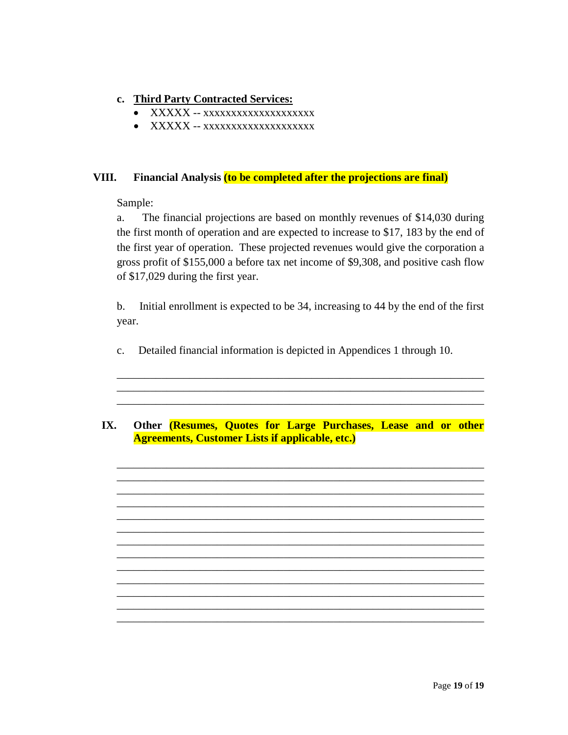**c. <u>Third Party Contracted Services:</u>**

- XXXXX -- xxxxxxxxxxxxxxxxxxxx
- XXXXX -- xxxxxxxxxxxxxxxxxxxx

## VIII. Financial Analysis **(to be completed after the projections are final)**

Sample:

a. The financial projections are based on monthly revenues of $14,030 during the first month of operation and are expected to increase to $17, 183 by the end of the first year of operation. These projected revenues would give the corporation a gross profit of $155,000 a before tax net income of $9,308, and positive cash flow of $17,029 during the first year.

b. Initial enrollment is expected to be 34, increasing to 44 by the end of the first year.

c. Detailed financial information is depicted in Appendices 1 through 10.

______________________________________________________________________
______________________________________________________________________
______________________________________________________________________

## IX. Other **(Resumes, Quotes for Large Purchases, Lease and or other Agreements, Customer Lists if applicable, etc.)**

______________________________________________________________________
______________________________________________________________________
______________________________________________________________________
______________________________________________________________________
______________________________________________________________________
______________________________________________________________________
______________________________________________________________________
______________________________________________________________________
______________________________________________________________________
______________________________________________________________________
______________________________________________________________________
______________________________________________________________________
______________________________________________________________________